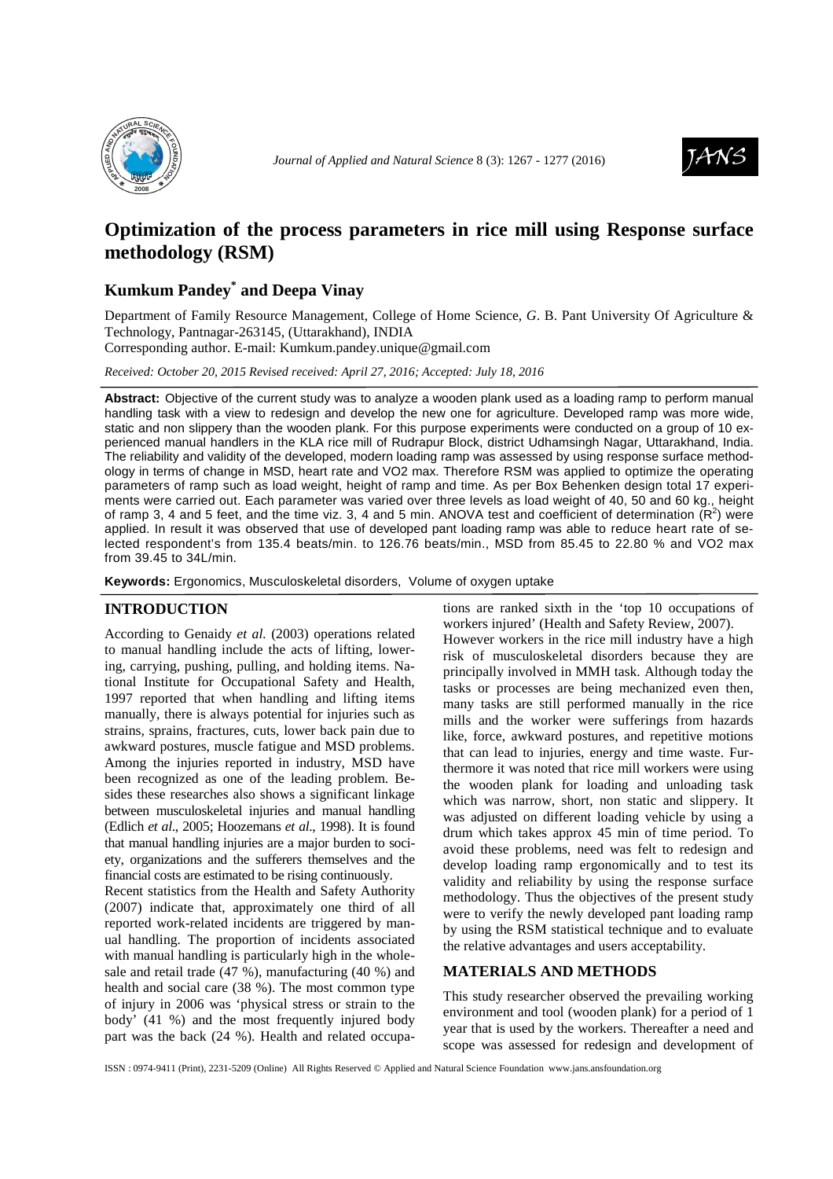# Optimization of the process parameters in rice mill using Response surface methodology (RSM)

## Kumkum Pandey* and Deepa Vinay

Department of Family Resource Management, College of Home Science, G. B. Pant University Of Agriculture & Technology, Pantnagar-263145, (Uttarakhand), INDIA

Corresponding author. E-mail: Kumkum.pandey.unique@gmail.com

*Received: October 20, 2015 Revised received: April 27, 2016; Accepted: July 18, 2016*

**Abstract:** Objective of the current study was to analyze a wooden plank used as a loading ramp to perform manual handling task with a view to redesign and develop the new one for agriculture. Developed ramp was more wide, static and non slippery than the wooden plank. For this purpose experiments were conducted on a group of 10 experienced manual handlers in the KLA rice mill of Rudrapur Block, district Udhamsingh Nagar, Uttarakhand, India. The reliability and validity of the developed, modern loading ramp was assessed by using response surface methodology in terms of change in MSD, heart rate and VO2 max. Therefore RSM was applied to optimize the operating parameters of ramp such as load weight, height of ramp and time. As per Box Behenken design total 17 experiments were carried out. Each parameter was varied over three levels as load weight of 40, 50 and 60 kg., height of ramp 3, 4 and 5 feet, and the time viz. 3, 4 and 5 min. ANOVA test and coefficient of determination ($R^2$) were applied. In result it was observed that use of developed pant loading ramp was able to reduce heart rate of selected respondent's from 135.4 beats/min. to 126.76 beats/min., MSD from 85.45 to 22.80 % and VO2 max from 39.45 to 34L/min.

**Keywords:** Ergonomics, Musculoskeletal disorders, Volume of oxygen uptake

## INTRODUCTION

According to Genaidy *et al.* (2003) operations related to manual handling include the acts of lifting, lowering, carrying, pushing, pulling, and holding items. National Institute for Occupational Safety and Health, 1997 reported that when handling and lifting items manually, there is always potential for injuries such as strains, sprains, fractures, cuts, lower back pain due to awkward postures, muscle fatigue and MSD problems. Among the injuries reported in industry, MSD have been recognized as one of the leading problem. Besides these researches also shows a significant linkage between musculoskeletal injuries and manual handling (Edlich *et al*., 2005; Hoozemans *et al*., 1998). It is found that manual handling injuries are a major burden to society, organizations and the sufferers themselves and the financial costs are estimated to be rising continuously.

Recent statistics from the Health and Safety Authority (2007) indicate that, approximately one third of all reported work-related incidents are triggered by manual handling. The proportion of incidents associated with manual handling is particularly high in the wholesale and retail trade (47 %), manufacturing (40 %) and health and social care (38 %). The most common type of injury in 2006 was 'physical stress or strain to the body' (41 %) and the most frequently injured body part was the back (24 %). Health and related occupations are ranked sixth in the 'top 10 occupations of workers injured' (Health and Safety Review, 2007).

However workers in the rice mill industry have a high risk of musculoskeletal disorders because they are principally involved in MMH task. Although today the tasks or processes are being mechanized even then, many tasks are still performed manually in the rice mills and the worker were sufferings from hazards like, force, awkward postures, and repetitive motions that can lead to injuries, energy and time waste. Furthermore it was noted that rice mill workers were using the wooden plank for loading and unloading task which was narrow, short, non static and slippery. It was adjusted on different loading vehicle by using a drum which takes approx 45 min of time period. To avoid these problems, need was felt to redesign and develop loading ramp ergonomically and to test its validity and reliability by using the response surface methodology. Thus the objectives of the present study were to verify the newly developed pant loading ramp by using the RSM statistical technique and to evaluate the relative advantages and users acceptability.

## MATERIALS AND METHODS

This study researcher observed the prevailing working environment and tool (wooden plank) for a period of 1 year that is used by the workers. Thereafter a need and scope was assessed for redesign and development of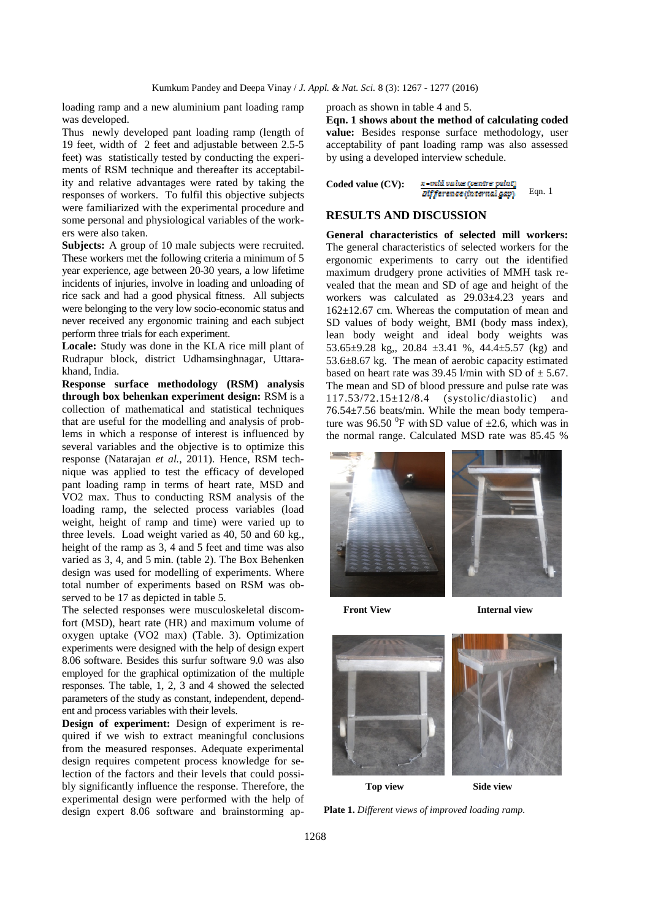loading ramp and a new aluminium pant loading ramp was developed.

Thus newly developed pant loading ramp (length of 19 feet, width of 2 feet and adjustable between 2.5-5 feet) was statistically tested by conducting the experiments of RSM technique and thereafter its acceptability and relative advantages were rated by taking the responses of workers. To fulfil this objective subjects were familiarized with the experimental procedure and some personal and physiological variables of the workers were also taken.

**Subjects:** A group of 10 male subjects were recruited. These workers met the following criteria a minimum of 5 year experience, age between 20-30 years, a low lifetime incidents of injuries, involve in loading and unloading of rice sack and had a good physical fitness. All subjects were belonging to the very low socio-economic status and never received any ergonomic training and each subject perform three trials for each experiment.

**Locale:** Study was done in the KLA rice mill plant of Rudrapur block, district Udhamsinghnagar, Uttarakhand, India.

**Response surface methodology (RSM) analysis through box behenken experiment design:** RSM is a collection of mathematical and statistical techniques that are useful for the modelling and analysis of problems in which a response of interest is influenced by several variables and the objective is to optimize this response (Natarajan *et al.,* 2011). Hence, RSM technique was applied to test the efficacy of developed pant loading ramp in terms of heart rate, MSD and VO2 max. Thus to conducting RSM analysis of the loading ramp, the selected process variables (load weight, height of ramp and time) were varied up to three levels. Load weight varied as 40, 50 and 60 kg., height of the ramp as 3, 4 and 5 feet and time was also varied as 3, 4, and 5 min. (table 2). The Box Behenken design was used for modelling of experiments. Where total number of experiments based on RSM was observed to be 17 as depicted in table 5.

The selected responses were musculoskeletal discomfort (MSD), heart rate (HR) and maximum volume of oxygen uptake (VO2 max) (Table. 3). Optimization experiments were designed with the help of design expert 8.06 software. Besides this surfur software 9.0 was also employed for the graphical optimization of the multiple responses. The table, 1, 2, 3 and 4 showed the selected parameters of the study as constant, independent, dependent and process variables with their levels.

**Design of experiment:** Design of experiment is required if we wish to extract meaningful conclusions from the measured responses. Adequate experimental design requires competent process knowledge for selection of the factors and their levels that could possibly significantly influence the response. Therefore, the experimental design were performed with the help of design expert 8.06 software and brainstorming approach as shown in table 4 and 5.

**Eqn. 1 shows about the method of calculating coded value:** Besides response surface methodology, user acceptability of pant loading ramp was also assessed by using a developed interview schedule.

**Coded value (CV):**

$$\frac{x - \text{valid value (centre point)}}{\text{Difference (internal gap)}} \quad \text{Eqn. 1}$$

## RESULTS AND DISCUSSION

**General characteristics of selected mill workers:** The general characteristics of selected workers for the ergonomic experiments to carry out the identified maximum drudgery prone activities of MMH task revealed that the mean and SD of age and height of the workers was calculated as 29.03±4.23 years and 162±12.67 cm. Whereas the computation of mean and SD values of body weight, BMI (body mass index), lean body weight and ideal body weights was 53.65±9.28 kg,, 20.84 ±3.41 %, 44.4±5.57 (kg) and 53.6±8.67 kg. The mean of aerobic capacity estimated based on heart rate was 39.45 l/min with SD of ± 5.67. The mean and SD of blood pressure and pulse rate was 117.53/72.15±12/8.4 (systolic/diastolic) and 76.54±7.56 beats/min. While the mean body temperature was 96.50 $^0$F with SD value of ±2.6, which was in the normal range. Calculated MSD rate was 85.45 %

Front View Internal view

Top view Side view

**Plate 1.** *Different views of improved loading ramp.*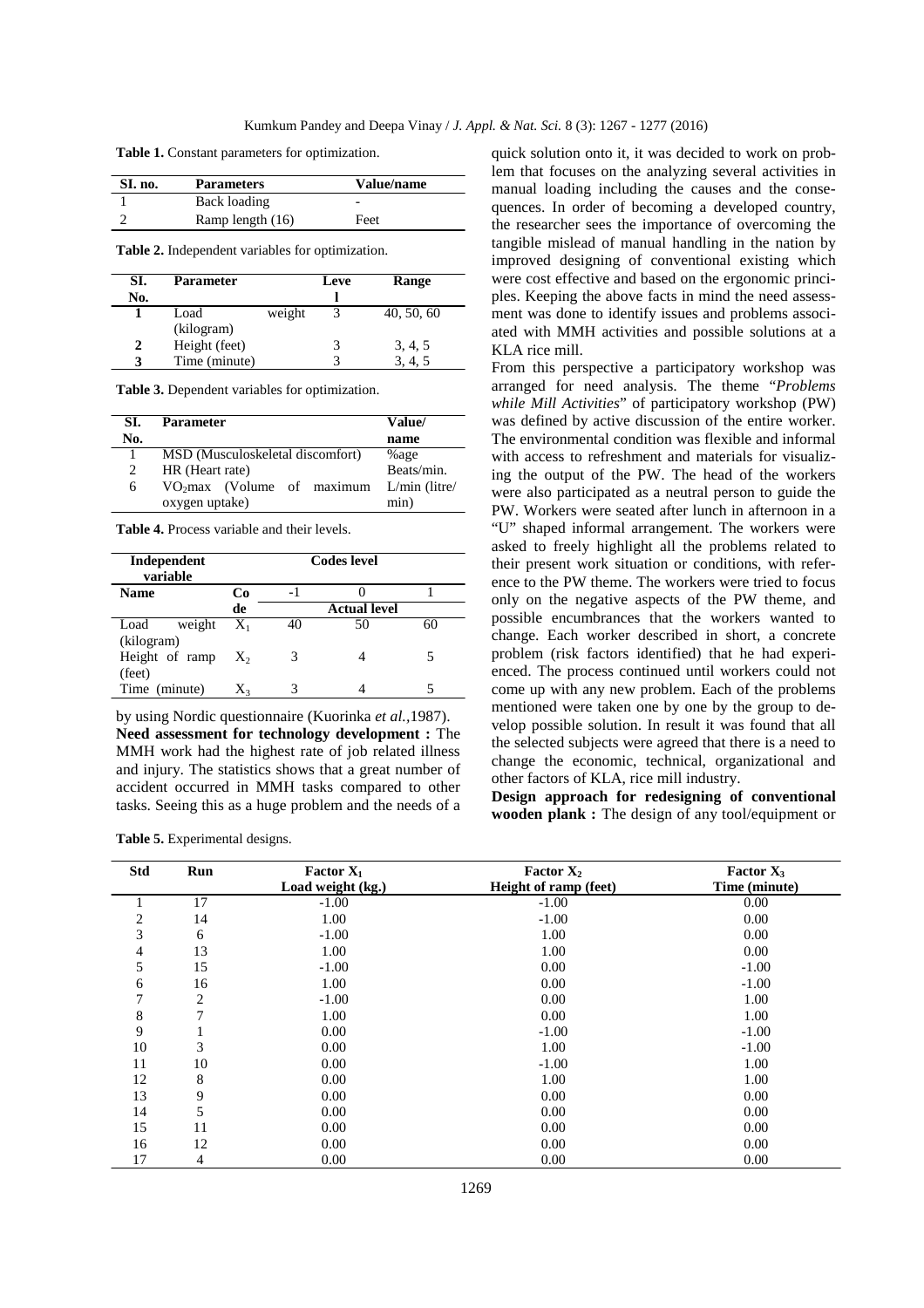**Table 1.** Constant parameters for optimization.

| SI. no. | Parameters | Value/name |
|---|---|---|
| 1 | Back loading | - |
| 2 | Ramp length (16) | Feet |

**Table 2.** Independent variables for optimization.

| SI. No. | Parameter | Level | Range |
|---|---|---|---|
| **1** | Load weight (kilogram) | 3 | 40, 50, 60 |
| **2** | Height (feet) | 3 | 3, 4, 5 |
| **3** | Time (minute) | 3 | 3, 4, 5 |

**Table 3.** Dependent variables for optimization.

| SI. No. | Parameter | Value/ name |
|---|---|---|
| 1 | MSD (Musculoskeletal discomfort) | %age |
| 2 | HR (Heart rate) | Beats/min. |
| 6 | $VO_2$max (Volume of maximum oxygen uptake) | L/min (litre/ min) |

**Table 4.** Process variable and their levels.

| Independent variable | | Codes level | | |
|---|---|---|---|---|
| **Name** | **Code** | -1 | 0 | 1 |
| | | **Actual level** | | |
| Load weight (kilogram) | $X_1$ | 40 | 50 | 60 |
| Height of ramp (feet) | $X_2$ | 3 | 4 | 5 |
| Time (minute) | $X_3$ | 3 | 4 | 5 |

by using Nordic questionnaire (Kuorinka *et al.*,1987).

**Need assessment for technology development :** The MMH work had the highest rate of job related illness and injury. The statistics shows that a great number of accident occurred in MMH tasks compared to other tasks. Seeing this as a huge problem and the needs of a quick solution onto it, it was decided to work on problem that focuses on the analyzing several activities in manual loading including the causes and the consequences. In order of becoming a developed country, the researcher sees the importance of overcoming the tangible mislead of manual handling in the nation by improved designing of conventional existing which were cost effective and based on the ergonomic principles. Keeping the above facts in mind the need assessment was done to identify issues and problems associated with MMH activities and possible solutions at a KLA rice mill.

From this perspective a participatory workshop was arranged for need analysis. The theme "*Problems while Mill Activities*" of participatory workshop (PW) was defined by active discussion of the entire worker. The environmental condition was flexible and informal with access to refreshment and materials for visualizing the output of the PW. The head of the workers were also participated as a neutral person to guide the PW. Workers were seated after lunch in afternoon in a "U" shaped informal arrangement. The workers were asked to freely highlight all the problems related to their present work situation or conditions, with reference to the PW theme. The workers were tried to focus only on the negative aspects of the PW theme, and possible encumbrances that the workers wanted to change. Each worker described in short, a concrete problem (risk factors identified) that he had experienced. The process continued until workers could not come up with any new problem. Each of the problems mentioned were taken one by one by the group to develop possible solution. In result it was found that all the selected subjects were agreed that there is a need to change the economic, technical, organizational and other factors of KLA, rice mill industry.

**Design approach for redesigning of conventional wooden plank :** The design of any tool/equipment or

**Table 5.** Experimental designs.

| Std | Run | Factor $X_1$ Load weight (kg.) | Factor $X_2$ Height of ramp (feet) | Factor $X_3$ Time (minute) |
|---|---|---|---|---|
| 1 | 17 | -1.00 | -1.00 | 0.00 |
| 2 | 14 | 1.00 | -1.00 | 0.00 |
| 3 | 6 | -1.00 | 1.00 | 0.00 |
| 4 | 13 | 1.00 | 1.00 | 0.00 |
| 5 | 15 | -1.00 | 0.00 | -1.00 |
| 6 | 16 | 1.00 | 0.00 | -1.00 |
| 7 | 2 | -1.00 | 0.00 | 1.00 |
| 8 | 7 | 1.00 | 0.00 | 1.00 |
| 9 | 1 | 0.00 | -1.00 | -1.00 |
| 10 | 3 | 0.00 | 1.00 | -1.00 |
| 11 | 10 | 0.00 | -1.00 | 1.00 |
| 12 | 8 | 0.00 | 1.00 | 1.00 |
| 13 | 9 | 0.00 | 0.00 | 0.00 |
| 14 | 5 | 0.00 | 0.00 | 0.00 |
| 15 | 11 | 0.00 | 0.00 | 0.00 |
| 16 | 12 | 0.00 | 0.00 | 0.00 |
| 17 | 4 | 0.00 | 0.00 | 0.00 |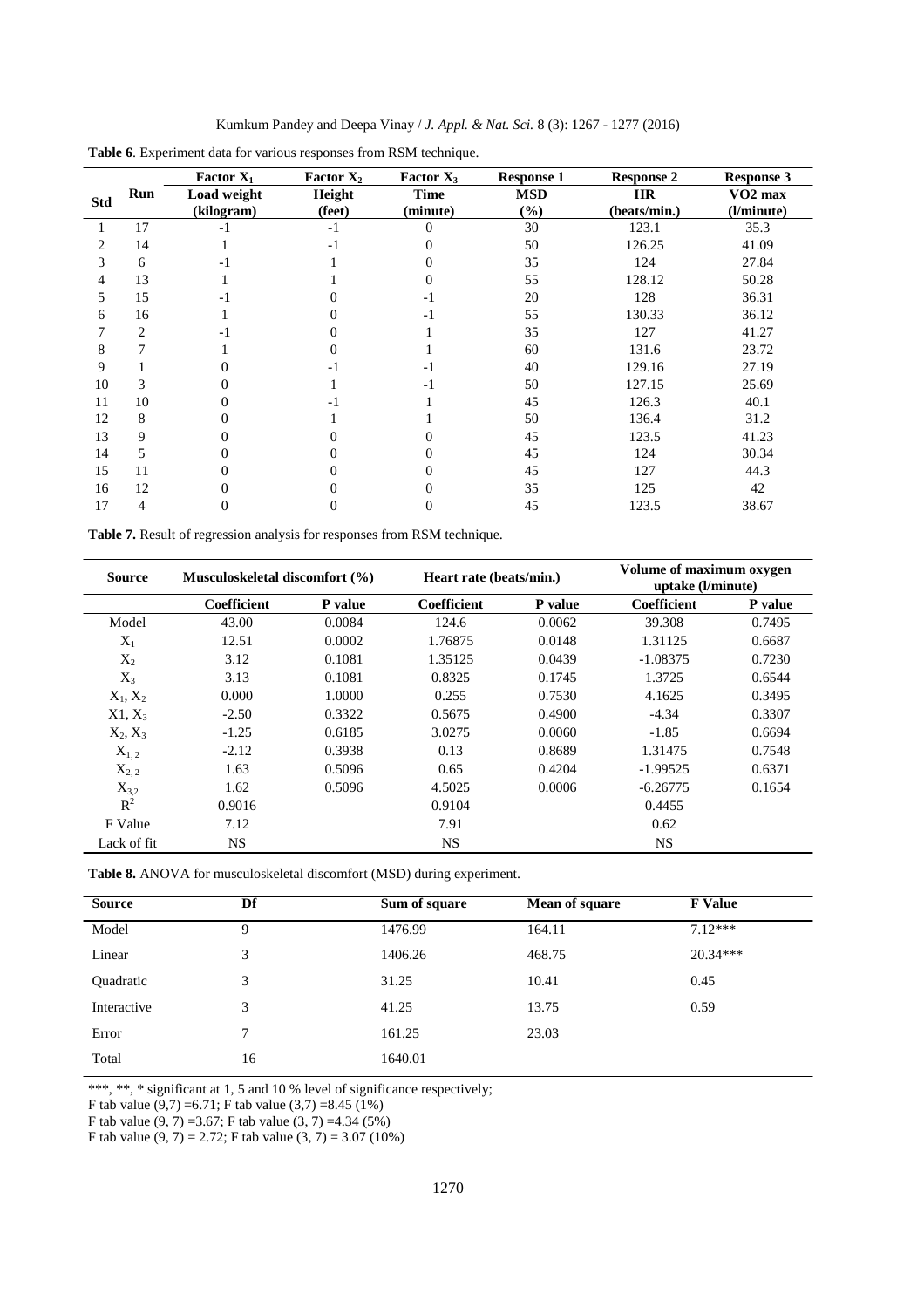**Table 6**. Experiment data for various responses from RSM technique.

| Std | Run | Factor $X_1$ Load weight (kilogram) | Factor $X_2$ Height (feet) | Factor $X_3$ Time (minute) | Response 1 MSD (%) | Response 2 HR (beats/min.) | Response 3 VO2 max (l/minute) |
|---|---|---|---|---|---|---|---|
| 1 | 17 | -1 | -1 | 0 | 30 | 123.1 | 35.3 |
| 2 | 14 | 1 | -1 | 0 | 50 | 126.25 | 41.09 |
| 3 | 6 | -1 | 1 | 0 | 35 | 124 | 27.84 |
| 4 | 13 | 1 | 1 | 0 | 55 | 128.12 | 50.28 |
| 5 | 15 | -1 | 0 | -1 | 20 | 128 | 36.31 |
| 6 | 16 | 1 | 0 | -1 | 55 | 130.33 | 36.12 |
| 7 | 2 | -1 | 0 | 1 | 35 | 127 | 41.27 |
| 8 | 7 | 1 | 0 | 1 | 60 | 131.6 | 23.72 |
| 9 | 1 | 0 | -1 | -1 | 40 | 129.16 | 27.19 |
| 10 | 3 | 0 | 1 | -1 | 50 | 127.15 | 25.69 |
| 11 | 10 | 0 | -1 | 1 | 45 | 126.3 | 40.1 |
| 12 | 8 | 0 | 1 | 1 | 50 | 136.4 | 31.2 |
| 13 | 9 | 0 | 0 | 0 | 45 | 123.5 | 41.23 |
| 14 | 5 | 0 | 0 | 0 | 45 | 124 | 30.34 |
| 15 | 11 | 0 | 0 | 0 | 45 | 127 | 44.3 |
| 16 | 12 | 0 | 0 | 0 | 35 | 125 | 42 |
| 17 | 4 | 0 | 0 | 0 | 45 | 123.5 | 38.67 |

**Table 7.** Result of regression analysis for responses from RSM technique.

| Source | Musculoskeletal discomfort (%) | | Heart rate (beats/min.) | | Volume of maximum oxygen uptake (l/minute) | |
|---|---|---|---|---|---|---|
| | Coefficient | P value | Coefficient | P value | Coefficient | P value |
| Model | 43.00 | 0.0084 | 124.6 | 0.0062 | 39.308 | 0.7495 |
| $X_1$ | 12.51 | 0.0002 | 1.76875 | 0.0148 | 1.31125 | 0.6687 |
| $X_2$ | 3.12 | 0.1081 | 1.35125 | 0.0439 | -1.08375 | 0.7230 |
| $X_3$ | 3.13 | 0.1081 | 0.8325 | 0.1745 | 1.3725 | 0.6544 |
| $X_1, X_2$ | 0.000 | 1.0000 | 0.255 | 0.7530 | 4.1625 | 0.3495 |
| X1, $X_3$ | -2.50 | 0.3322 | 0.5675 | 0.4900 | -4.34 | 0.3307 |
| $X_2, X_3$ | -1.25 | 0.6185 | 3.0275 | 0.0060 | -1.85 | 0.6694 |
| $X_{1,2}$ | -2.12 | 0.3938 | 0.13 | 0.8689 | 1.31475 | 0.7548 |
| $X_{2,2}$ | 1.63 | 0.5096 | 0.65 | 0.4204 | -1.99525 | 0.6371 |
| $X_{3,2}$ | 1.62 | 0.5096 | 4.5025 | 0.0006 | -6.26775 | 0.1654 |
| $R^2$ | 0.9016 | | 0.9104 | | 0.4455 | |
| F Value | 7.12 | | 7.91 | | 0.62 | |
| Lack of fit | NS | | NS | | NS | |

**Table 8.** ANOVA for musculoskeletal discomfort (MSD) during experiment.

| Source | Df | Sum of square | Mean of square | F Value |
|---|---|---|---|---|
| Model | 9 | 1476.99 | 164.11 | 7.12*** |
| Linear | 3 | 1406.26 | 468.75 | 20.34*** |
| Quadratic | 3 | 31.25 | 10.41 | 0.45 |
| Interactive | 3 | 41.25 | 13.75 | 0.59 |
| Error | 7 | 161.25 | 23.03 | |
| Total | 16 | 1640.01 | | |

***, **, * significant at 1, 5 and 10 % level of significance respectively;
F tab value (9,7) =6.71; F tab value (3,7) =8.45 (1%)
F tab value (9, 7) =3.67; F tab value (3, 7) =4.34 (5%)
F tab value (9, 7) = 2.72; F tab value (3, 7) = 3.07 (10%)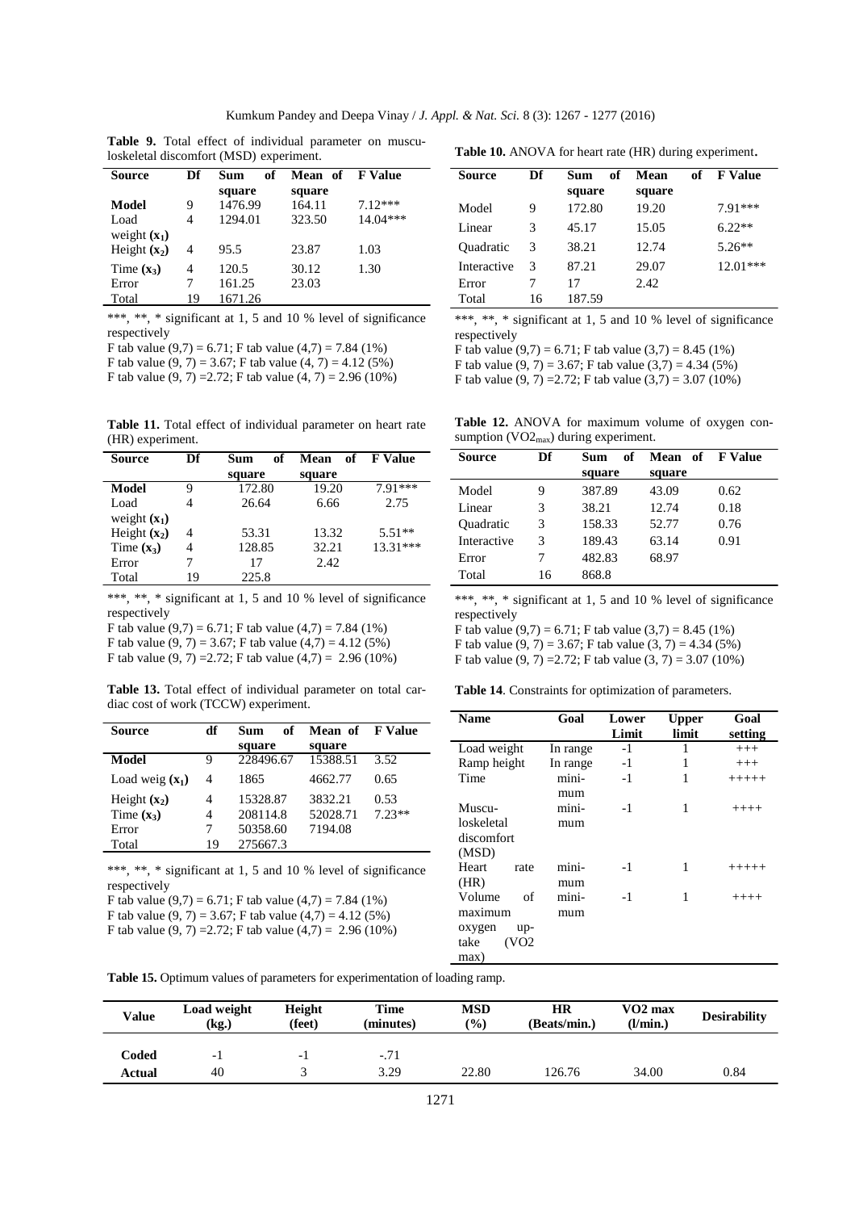**Table 9.** Total effect of individual parameter on musculoskeletal discomfort (MSD) experiment.

| Source | Df | Sum of square | Mean of square | F Value |
|---|---|---|---|---|
| **Model** | 9 | 1476.99 | 164.11 | 7.12*** |
| Load weight ($x_1$) | 4 | 1294.01 | 323.50 | 14.04*** |
| Height ($x_2$) | 4 | 95.5 | 23.87 | 1.03 |
| Time ($x_3$) | 4 | 120.5 | 30.12 | 1.30 |
| Error | 7 | 161.25 | 23.03 | |
| Total | 19 | 1671.26 | | |

***, **, * significant at 1, 5 and 10 % level of significance respectively

F tab value (9,7) = 6.71; F tab value (4,7) = 7.84 (1%)

F tab value (9, 7) = 3.67; F tab value (4, 7) = 4.12 (5%)

F tab value (9, 7) =2.72; F tab value (4, 7) = 2.96 (10%)

**Table 10.** ANOVA for heart rate (HR) during experiment.

| Source | Df | Sum of square | Mean of square | F Value |
|---|---|---|---|---|
| Model | 9 | 172.80 | 19.20 | 7.91*** |
| Linear | 3 | 45.17 | 15.05 | 6.22** |
| Quadratic | 3 | 38.21 | 12.74 | 5.26** |
| Interactive | 3 | 87.21 | 29.07 | 12.01*** |
| Error | 7 | 17 | 2.42 | |
| Total | 16 | 187.59 | | |

***, **, * significant at 1, 5 and 10 % level of significance respectively

F tab value (9,7) = 6.71; F tab value (3,7) = 8.45 (1%)

F tab value (9, 7) = 3.67; F tab value (3,7) = 4.34 (5%)

F tab value (9, 7) =2.72; F tab value (3,7) = 3.07 (10%)

**Table 11.** Total effect of individual parameter on heart rate (HR) experiment.

| Source | Df | Sum of square | Mean of square | F Value |
|---|---|---|---|---|
| **Model** | 9 | 172.80 | 19.20 | 7.91*** |
| Load weight ($x_1$) | 4 | 26.64 | 6.66 | 2.75 |
| Height ($x_2$) | 4 | 53.31 | 13.32 | 5.51** |
| Time ($x_3$) | 4 | 128.85 | 32.21 | 13.31*** |
| Error | 7 | 17 | 2.42 | |
| Total | 19 | 225.8 | | |

***, **, * significant at 1, 5 and 10 % level of significance respectively

F tab value (9,7) = 6.71; F tab value (4,7) = 7.84 (1%)

F tab value (9, 7) = 3.67; F tab value (4,7) = 4.12 (5%)

F tab value (9, 7) =2.72; F tab value (4,7) = 2.96 (10%)

**Table 12.** ANOVA for maximum volume of oxygen consumption ($VO2_{max}$) during experiment.

| Source | Df | Sum of square | Mean of square | F Value |
|---|---|---|---|---|
| Model | 9 | 387.89 | 43.09 | 0.62 |
| Linear | 3 | 38.21 | 12.74 | 0.18 |
| Quadratic | 3 | 158.33 | 52.77 | 0.76 |
| Interactive | 3 | 189.43 | 63.14 | 0.91 |
| Error | 7 | 482.83 | 68.97 | |
| Total | 16 | 868.8 | | |

***, **, * significant at 1, 5 and 10 % level of significance respectively

F tab value (9,7) = 6.71; F tab value (3,7) = 8.45 (1%)

F tab value (9, 7) = 3.67; F tab value (3, 7) = 4.34 (5%)

F tab value (9, 7) =2.72; F tab value (3, 7) = 3.07 (10%)

**Table 13.** Total effect of individual parameter on total cardiac cost of work (TCCW) experiment.

| Source | df | Sum of square | Mean of square | F Value |
|---|---|---|---|---|
| **Model** | 9 | 228496.67 | 15388.51 | 3.52 |
| Load weig ($x_1$) | 4 | 1865 | 4662.77 | 0.65 |
| Height ($x_2$) | 4 | 15328.87 | 3832.21 | 0.53 |
| Time ($x_3$) | 4 | 208114.8 | 52028.71 | 7.23** |
| Error | 7 | 50358.60 | 7194.08 | |
| Total | 19 | 275667.3 | | |

***, **, * significant at 1, 5 and 10 % level of significance respectively

F tab value (9,7) = 6.71; F tab value (4,7) = 7.84 (1%)

F tab value (9, 7) = 3.67; F tab value (4,7) = 4.12 (5%)

F tab value (9, 7) =2.72; F tab value (4,7) = 2.96 (10%)

**Table 14**. Constraints for optimization of parameters.

| Name | Goal | Lower Limit | Upper limit | Goal setting |
|---|---|---|---|---|
| Load weight | In range | -1 | 1 | +++ |
| Ramp height | In range | -1 | 1 | +++ |
| Time | minimum | -1 | 1 | +++++ |
| Musculoskeletal discomfort (MSD) | minimum | -1 | 1 | ++++ |
| Heart rate (HR) | minimum | -1 | 1 | +++++ |
| Volume of maximum oxygen uptake (VO2 max) | minimum | -1 | 1 | ++++ |

**Table 15.** Optimum values of parameters for experimentation of loading ramp.

| Value | Load weight (kg.) | Height (feet) | Time (minutes) | MSD (%) | HR (Beats/min.) | VO2 max (l/min.) | Desirability |
|---|---|---|---|---|---|---|---|
| **Coded** | -1 | -1 | -.71 | | | | |
| **Actual** | 40 | 3 | 3.29 | 22.80 | 126.76 | 34.00 | 0.84 |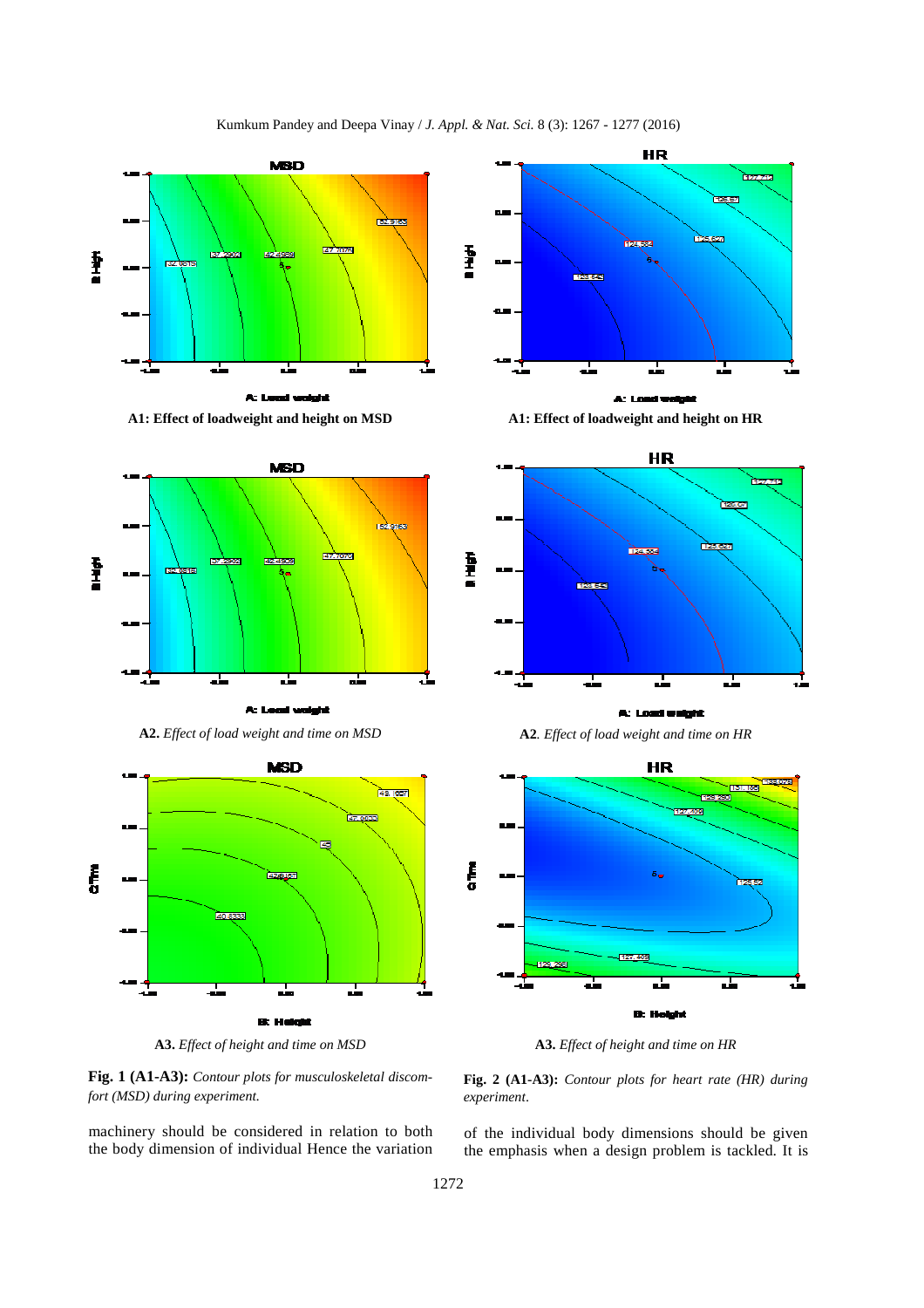**A1: Effect of loadweight and height on MSD**

**A1: Effect of loadweight and height on HR**

**A2.** *Effect of load weight and time on MSD*

**A2**. *Effect of load weight and time on HR*

**A3.** *Effect of height and time on MSD*

**A3.** *Effect of height and time on HR*

**Fig. 1 (A1-A3):** *Contour plots for musculoskeletal discomfort (MSD) during experiment.*

**Fig. 2 (A1-A3):** *Contour plots for heart rate (HR) during experiment*.

machinery should be considered in relation to both the body dimension of individual Hence the variation of the individual body dimensions should be given the emphasis when a design problem is tackled. It is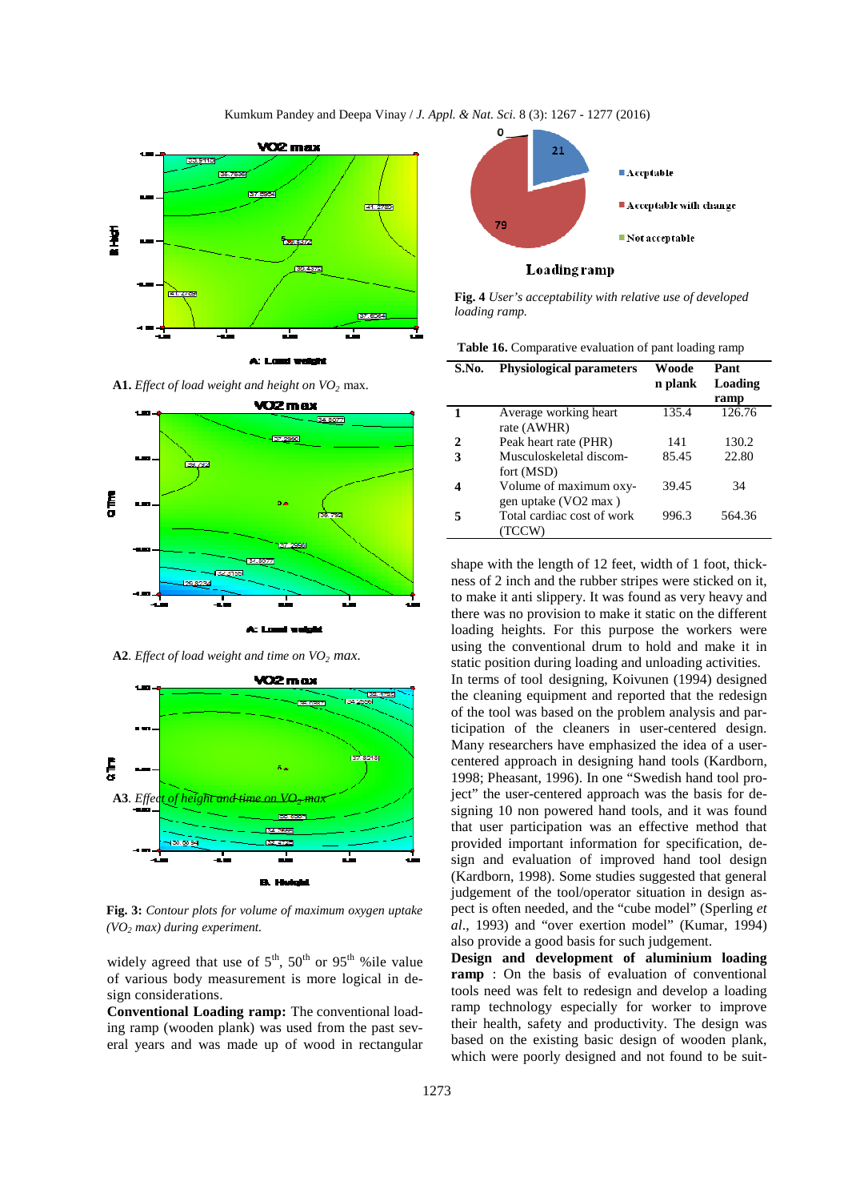A1. *Effect of load weight and height on $VO_2$ max.*

A2. *Effect of load weight and time on $VO_2$ max.*

A3. *Effect of height and time on $VO_2$ max*

**Fig. 3:** *Contour plots for volume of maximum oxygen uptake ($VO_2$ max) during experiment.*

widely agreed that use of 5[th], 50[th] or 95[th] %ile value of various body measurement is more logical in design considerations.

**Conventional Loading ramp:** The conventional loading ramp (wooden plank) was used from the past several years and was made up of wood in rectangular shape with the length of 12 feet, width of 1 foot, thickness of 2 inch and the rubber stripes were sticked on it, to make it anti slippery. It was found as very heavy and there was no provision to make it static on the different loading heights. For this purpose the workers were using the conventional drum to hold and make it in static position during loading and unloading activities.

In terms of tool designing, Koivunen (1994) designed the cleaning equipment and reported that the redesign of the tool was based on the problem analysis and participation of the cleaners in user-centered design. Many researchers have emphasized the idea of a user-centered approach in designing hand tools (Kardborn, 1998; Pheasant, 1996). In one "Swedish hand tool project" the user-centered approach was the basis for designing 10 non powered hand tools, and it was found that user participation was an effective method that provided important information for specification, design and evaluation of improved hand tool design (Kardborn, 1998). Some studies suggested that general judgement of the tool/operator situation in design aspect is often needed, and the "cube model" (Sperling *et al.*, 1993) and "over exertion model" (Kumar, 1994) also provide a good basis for such judgement.

**Fig. 4** *User's acceptability with relative use of developed loading ramp.*

**Table 16.** Comparative evaluation of pant loading ramp

| S.No. | Physiological parameters | Wooden plank | Pant Loading ramp |
|---|---|---|---|
| 1 | Average working heart rate (AWHR) | 135.4 | 126.76 |
| 2 | Peak heart rate (PHR) | 141 | 130.2 |
| 3 | Musculoskeletal discomfort (MSD) | 85.45 | 22.80 |
| 4 | Volume of maximum oxygen uptake (VO2 max ) | 39.45 | 34 |
| 5 | Total cardiac cost of work (TCCW) | 996.3 | 564.36 |

**Design and development of aluminium loading ramp** : On the basis of evaluation of conventional tools need was felt to redesign and develop a loading ramp technology especially for worker to improve their health, safety and productivity. The design was based on the existing basic design of wooden plank, which were poorly designed and not found to be suit-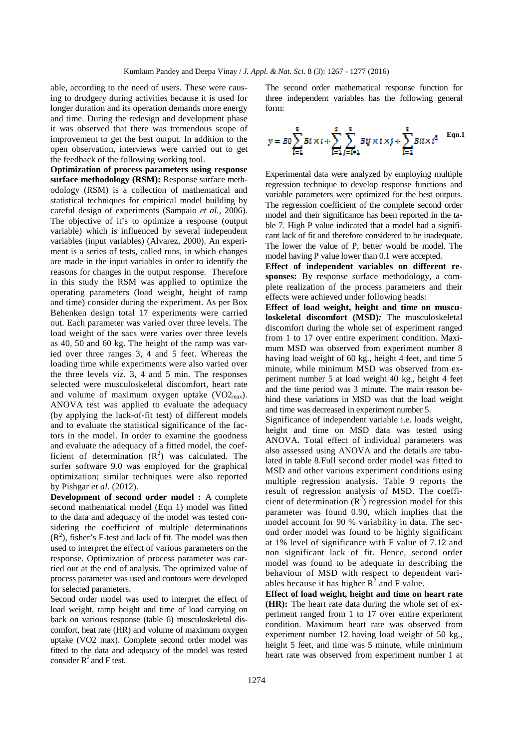able, according to the need of users. These were causing to drudgery during activities because it is used for longer duration and its operation demands more energy and time. During the redesign and development phase it was observed that there was tremendous scope of improvement to get the best output. In addition to the open observation, interviews were carried out to get the feedback of the following working tool.

**Optimization of process parameters using response surface methodology (RSM):** Response surface methodology (RSM) is a collection of mathematical and statistical techniques for empirical model building by careful design of experiments (Sampaio *et al.,* 2006). The objective of it's to optimize a response (output variable) which is influenced by several independent variables (input variables) (Alvarez, 2000). An experiment is a series of tests, called runs, in which changes are made in the input variables in order to identify the reasons for changes in the output response. Therefore in this study the RSM was applied to optimize the operating parameters (load weight, height of ramp and time) consider during the experiment. As per Box Behenken design total 17 experiments were carried out. Each parameter was varied over three levels. The load weight of the sacs were varies over three levels as 40, 50 and 60 kg. The height of the ramp was varied over three ranges 3, 4 and 5 feet. Whereas the loading time while experiments were also varied over the three levels viz. 3, 4 and 5 min. The responses selected were musculoskeletal discomfort, heart rate and volume of maximum oxygen uptake ($VO2_{max}$). ANOVA test was applied to evaluate the adequacy (by applying the lack-of-fit test) of different models and to evaluate the statistical significance of the factors in the model. In order to examine the goodness and evaluate the adequacy of a fitted model, the coefficient of determination ($R^2$) was calculated. The surfer software 9.0 was employed for the graphical optimization; similar techniques were also reported by Pishgar *et al*. (2012).

**Development of second order model :** A complete second mathematical model (Eqn 1) model was fitted to the data and adequacy of the model was tested considering the coefficient of multiple determinations ($R^2$), fisher's F-test and lack of fit. The model was then used to interpret the effect of various parameters on the response. Optimization of process parameter was carried out at the end of analysis. The optimized value of process parameter was used and contours were developed for selected parameters.

Second order model was used to interpret the effect of load weight, ramp height and time of load carrying on back on various response (table 6) musculoskeletal discomfort, heat rate (HR) and volume of maximum oxygen uptake (VO2 max). Complete second order model was fitted to the data and adequacy of the model was tested consider $R^2$ and F test.

The second order mathematical response function for three independent variables has the following general form:

$$y = B0\sum_{i=1}^{3} Bi \times i + \sum_{i=1}^{2}\sum_{j=i+1}^{3} Bij \times i \times j + \sum_{i=1}^{3} Bii \times i^{2} \quad \textbf{Eqn.1}$$

Experimental data were analyzed by employing multiple regression technique to develop response functions and variable parameters were optimized for the best outputs. The regression coefficient of the complete second order model and their significance has been reported in the table 7. High P value indicated that a model had a significant lack of fit and therefore considered to be inadequate. The lower the value of P, better would be model. The model having P value lower than 0.1 were accepted.

**Effect of independent variables on different responses:** By response surface methodology, a complete realization of the process parameters and their effects were achieved under following heads:

**Effect of load weight, height and time on musculoskeletal discomfort (MSD)*:*** The musculoskeletal discomfort during the whole set of experiment ranged from 1 to 17 over entire experiment condition. Maximum MSD was observed from experiment number 8 having load weight of 60 kg., height 4 feet, and time 5 minute, while minimum MSD was observed from experiment number 5 at load weight 40 kg., height 4 feet and the time period was 3 minute. The main reason behind these variations in MSD was that the load weight and time was decreased in experiment number 5.

Significance of independent variable i.e. loads weight, height and time on MSD data was tested using ANOVA. Total effect of individual parameters was also assessed using ANOVA and the details are tabulated in table 8.Full second order model was fitted to MSD and other various experiment conditions using multiple regression analysis. Table 9 reports the result of regression analysis of MSD. The coefficient of determination ($R^2$) regression model for this parameter was found 0.90, which implies that the model account for 90 % variability in data. The second order model was found to be highly significant at 1% level of significance with F value of 7.12 and non significant lack of fit. Hence, second order model was found to be adequate in describing the behaviour of MSD with respect to dependent variables because it has higher $R^2$ and F value.

**Effect of load weight, height and time on heart rate (HR):** The heart rate data during the whole set of experiment ranged from 1 to 17 over entire experiment condition. Maximum heart rate was observed from experiment number 12 having load weight of 50 kg., height 5 feet, and time was 5 minute, while minimum heart rate was observed from experiment number 1 at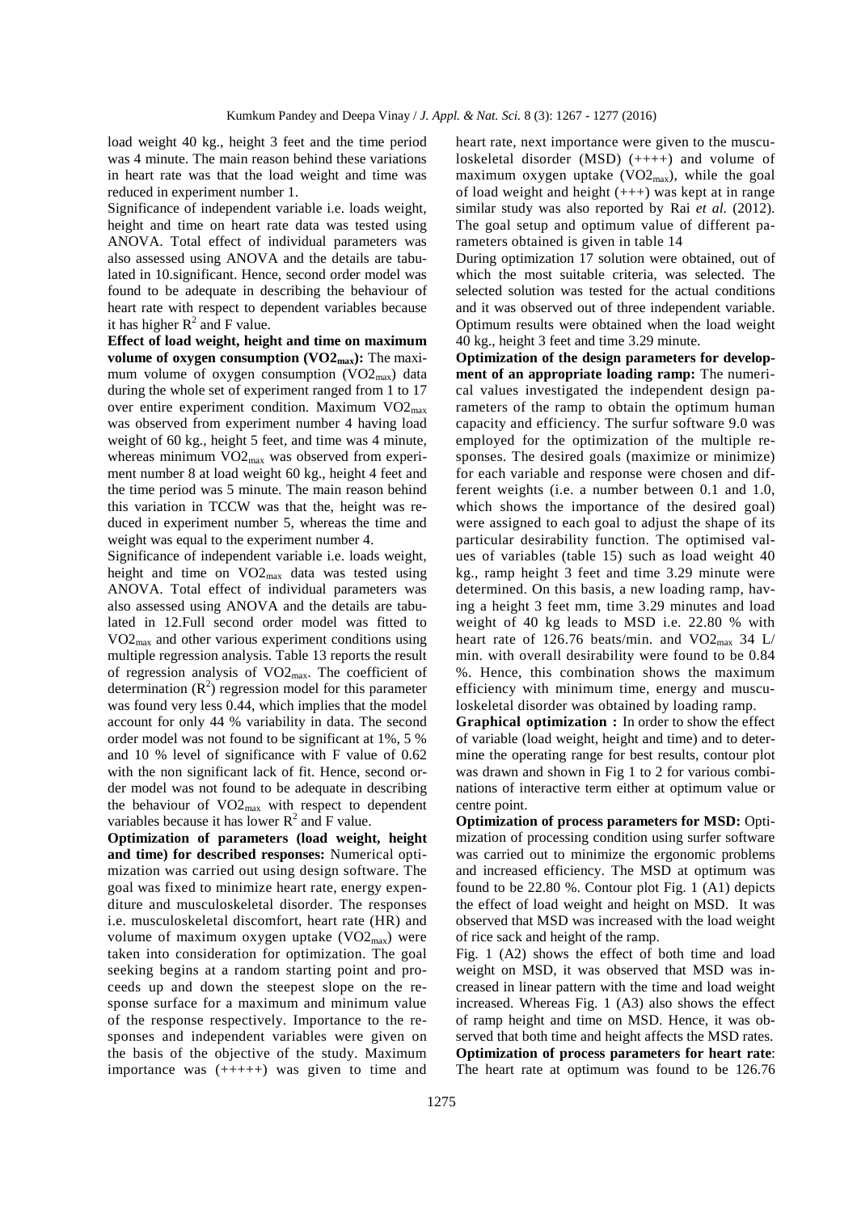load weight 40 kg., height 3 feet and the time period was 4 minute. The main reason behind these variations in heart rate was that the load weight and time was reduced in experiment number 1.

Significance of independent variable i.e. loads weight, height and time on heart rate data was tested using ANOVA. Total effect of individual parameters was also assessed using ANOVA and the details are tabulated in 10.significant. Hence, second order model was found to be adequate in describing the behaviour of heart rate with respect to dependent variables because it has higher $R^2$ and F value.

**Effect of load weight, height and time on maximum volume of oxygen consumption ($VO2_{max}$):** The maximum volume of oxygen consumption ($VO2_{max}$) data during the whole set of experiment ranged from 1 to 17 over entire experiment condition. Maximum $VO2_{max}$ was observed from experiment number 4 having load weight of 60 kg., height 5 feet, and time was 4 minute, whereas minimum $VO2_{max}$ was observed from experiment number 8 at load weight 60 kg., height 4 feet and the time period was 5 minute. The main reason behind this variation in TCCW was that the, height was reduced in experiment number 5, whereas the time and weight was equal to the experiment number 4.

Significance of independent variable i.e. loads weight, height and time on $VO2_{max}$ data was tested using ANOVA. Total effect of individual parameters was also assessed using ANOVA and the details are tabulated in 12.Full second order model was fitted to $VO2_{max}$ and other various experiment conditions using multiple regression analysis. Table 13 reports the result of regression analysis of $VO2_{max}$. The coefficient of determination ($R^2$) regression model for this parameter was found very less 0.44, which implies that the model account for only 44 % variability in data. The second order model was not found to be significant at 1%, 5 % and 10 % level of significance with F value of 0.62 with the non significant lack of fit. Hence, second order model was not found to be adequate in describing the behaviour of $VO2_{max}$ with respect to dependent variables because it has lower $R^2$ and F value.

**Optimization of parameters (load weight, height and time) for described responses:** Numerical optimization was carried out using design software. The goal was fixed to minimize heart rate, energy expenditure and musculoskeletal disorder. The responses i.e. musculoskeletal discomfort, heart rate (HR) and volume of maximum oxygen uptake ($VO2_{max}$) were taken into consideration for optimization. The goal seeking begins at a random starting point and proceeds up and down the steepest slope on the response surface for a maximum and minimum value of the response respectively. Importance to the responses and independent variables were given on the basis of the objective of the study. Maximum importance was (+++++) was given to time and heart rate, next importance were given to the musculoskeletal disorder (MSD) (++++) and volume of maximum oxygen uptake ($VO2_{max}$), while the goal of load weight and height (+++) was kept at in range similar study was also reported by Rai *et al.* (2012). The goal setup and optimum value of different parameters obtained is given in table 14

During optimization 17 solution were obtained, out of which the most suitable criteria, was selected. The selected solution was tested for the actual conditions and it was observed out of three independent variable. Optimum results were obtained when the load weight 40 kg., height 3 feet and time 3.29 minute.

**Optimization of the design parameters for development of an appropriate loading ramp:** The numerical values investigated the independent design parameters of the ramp to obtain the optimum human capacity and efficiency. The surfur software 9.0 was employed for the optimization of the multiple responses. The desired goals (maximize or minimize) for each variable and response were chosen and different weights (i.e. a number between 0.1 and 1.0, which shows the importance of the desired goal) were assigned to each goal to adjust the shape of its particular desirability function. The optimised values of variables (table 15) such as load weight 40 kg., ramp height 3 feet and time 3.29 minute were determined. On this basis, a new loading ramp, having a height 3 feet mm, time 3.29 minutes and load weight of 40 kg leads to MSD i.e. 22.80 % with heart rate of 126.76 beats/min. and $VO2_{max}$ 34 L/ min. with overall desirability were found to be 0.84 %. Hence, this combination shows the maximum efficiency with minimum time, energy and musculoskeletal disorder was obtained by loading ramp.

**Graphical optimization :** In order to show the effect of variable (load weight, height and time) and to determine the operating range for best results, contour plot was drawn and shown in Fig 1 to 2 for various combinations of interactive term either at optimum value or centre point.

**Optimization of process parameters for MSD:** Optimization of processing condition using surfer software was carried out to minimize the ergonomic problems and increased efficiency. The MSD at optimum was found to be 22.80 %. Contour plot Fig. 1 (A1) depicts the effect of load weight and height on MSD. It was observed that MSD was increased with the load weight of rice sack and height of the ramp.

Fig. 1 (A2) shows the effect of both time and load weight on MSD, it was observed that MSD was increased in linear pattern with the time and load weight increased. Whereas Fig. 1 (A3) also shows the effect of ramp height and time on MSD. Hence, it was observed that both time and height affects the MSD rates.

**Optimization of process parameters for heart rate**: The heart rate at optimum was found to be 126.76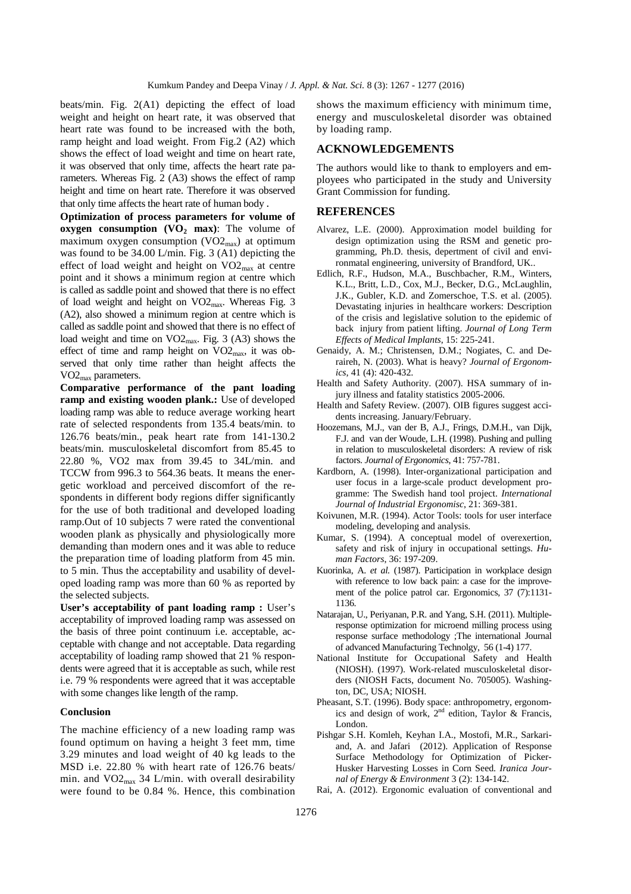beats/min. Fig. 2(A1) depicting the effect of load weight and height on heart rate, it was observed that heart rate was found to be increased with the both, ramp height and load weight. From Fig.2 (A2) which shows the effect of load weight and time on heart rate, it was observed that only time, affects the heart rate parameters. Whereas Fig. 2 (A3) shows the effect of ramp height and time on heart rate. Therefore it was observed that only time affects the heart rate of human body .

**Optimization of process parameters for volume of oxygen consumption ($VO_2$ max)**: The volume of maximum oxygen consumption ($VO2_{max}$) at optimum was found to be 34.00 L/min. Fig. 3 (A1) depicting the effect of load weight and height on $VO2_{max}$ at centre point and it shows a minimum region at centre which is called as saddle point and showed that there is no effect of load weight and height on $VO2_{max}$. Whereas Fig. 3 (A2), also showed a minimum region at centre which is called as saddle point and showed that there is no effect of load weight and time on $VO2_{max}$. Fig. 3 (A3) shows the effect of time and ramp height on $VO2_{max}$, it was observed that only time rather than height affects the $VO2_{max}$ parameters.

**Comparative performance of the pant loading ramp and existing wooden plank.:** Use of developed loading ramp was able to reduce average working heart rate of selected respondents from 135.4 beats/min. to 126.76 beats/min., peak heart rate from 141-130.2 beats/min. musculoskeletal discomfort from 85.45 to 22.80 %, VO2 max from 39.45 to 34L/min. and TCCW from 996.3 to 564.36 beats. It means the energetic workload and perceived discomfort of the respondents in different body regions differ significantly for the use of both traditional and developed loading ramp.Out of 10 subjects 7 were rated the conventional wooden plank as physically and physiologically more demanding than modern ones and it was able to reduce the preparation time of loading platform from 45 min. to 5 min. Thus the acceptability and usability of developed loading ramp was more than 60 % as reported by the selected subjects.

**User's acceptability of pant loading ramp :** User's acceptability of improved loading ramp was assessed on the basis of three point continuum i.e. acceptable, acceptable with change and not acceptable. Data regarding acceptability of loading ramp showed that 21 % respondents were agreed that it is acceptable as such, while rest i.e. 79 % respondents were agreed that it was acceptable with some changes like length of the ramp.

## Conclusion

The machine efficiency of a new loading ramp was found optimum on having a height 3 feet mm, time 3.29 minutes and load weight of 40 kg leads to the MSD i.e. 22.80 % with heart rate of 126.76 beats/min. and $VO2_{max}$ 34 L/min. with overall desirability were found to be 0.84 %. Hence, this combination shows the maximum efficiency with minimum time, energy and musculoskeletal disorder was obtained by loading ramp.

## ACKNOWLEDGEMENTS

The authors would like to thank to employers and employees who participated in the study and University Grant Commission for funding.

## REFERENCES

Alvarez, L.E. (2000). Approximation model building for design optimization using the RSM and genetic programming, Ph.D. thesis, depertment of civil and environmatal engineering, university of Brandford, UK..

Edlich, R.F., Hudson, M.A., Buschbacher, R.M., Winters, K.L., Britt, L.D., Cox, M.J., Becker, D.G., McLaughlin, J.K., Gubler, K.D. and Zomerschoe, T.S. et al. (2005). Devastating injuries in healthcare workers: Description of the crisis and legislative solution to the epidemic of back injury from patient lifting. *Journal of Long Term Effects of Medical Implants*, 15: 225-241.

Genaidy, A. M.; Christensen, D.M.; Nogiates, C. and Deraireh, N. (2003). What is heavy? *Journal of Ergonomics*, 41 (4): 420-432.

Health and Safety Authority. (2007). HSA summary of injury illness and fatality statistics 2005-2006.

Health and Safety Review. (2007). OIB figures suggest accidents increasing. January/February.

Hoozemans, M.J., van der B, A.J., Frings, D.M.H., van Dijk, F.J. and van der Woude, L.H. (1998). Pushing and pulling in relation to musculoskeletal disorders: A review of risk factors. *Journal of Ergonomics*, 41: 757-781.

Kardborn, A. (1998). Inter-organizational participation and user focus in a large-scale product development programme: The Swedish hand tool project. *International Journal of Industrial Ergonomisc*, 21: 369-381.

Koivunen, M.R. (1994). Actor Tools: tools for user interface modeling, developing and analysis.

Kumar, S. (1994). A conceptual model of overexertion, safety and risk of injury in occupational settings. *Human Factors*, 36: 197-209.

Kuorinka, A. *et al.* (1987). Participation in workplace design with reference to low back pain: a case for the improvement of the police patrol car. Ergonomics, 37 (7):1131-1136.

Natarajan, U., Periyanan, P.R. and Yang, S.H. (2011). Multiple-response optimization for microend milling process using response surface methodology ;The international Journal of advanced Manufacturing Technolgy, 56 (1-4) 177.

National Institute for Occupational Safety and Health (NIOSH). (1997). Work-related musculoskeletal disorders (NIOSH Facts, document No. 705005). Washington, DC, USA; NIOSH.

Pheasant, S.T. (1996). Body space: anthropometry, ergonomics and design of work, 2nd edition, Taylor & Francis, London.

Pishgar S.H. Komleh, Keyhan I.A., Mostofi, M.R., Sarkariand, A. and Jafari (2012). Application of Response Surface Methodology for Optimization of Picker-Husker Harvesting Losses in Corn Seed. *Iranica Journal of Energy & Environment* 3 (2): 134-142.

Rai, A. (2012). Ergonomic evaluation of conventional and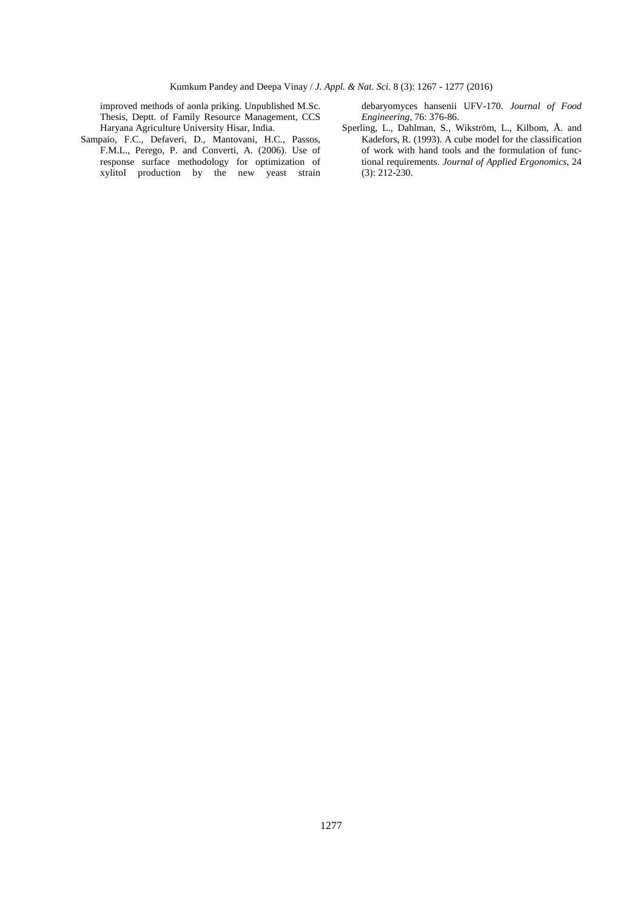improved methods of aonla priking. Unpublished M.Sc. Thesis, Deptt. of Family Resource Management, CCS Haryana Agriculture University Hisar, India.

Sampaio, F.C., Defaveri, D., Mantovani, H.C., Passos, F.M.L., Perego, P. and Converti, A. (2006). Use of response surface methodology for optimization of xylitol production by the new yeast strain debaryomyces hansenii UFV-170. *Journal of Food Engineering*, 76: 376-86.

Sperling, L., Dahlman, S., Wikström, L., Kilbom, Å. and Kadefors, R. (1993). A cube model for the classification of work with hand tools and the formulation of functional requirements. *Journal of Applied Ergonomics*, 24 (3): 212-230.